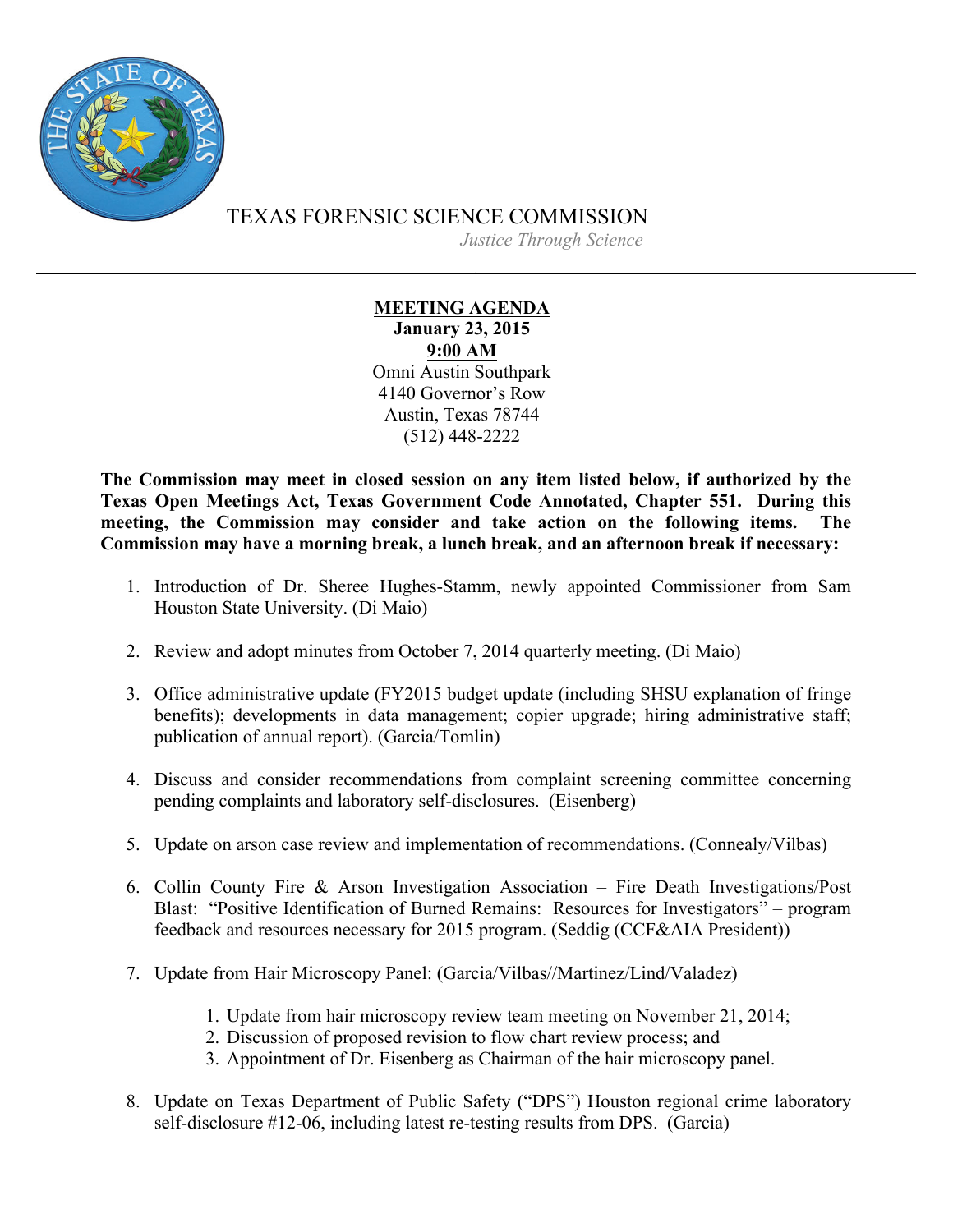# TEXAS FORENSIC SCIENCE COMMISSION

*Justice Through Science*

---

**MEETING AGENDA**
**January 23, 2015**
**9:00 AM**
Omni Austin Southpark
4140 Governor's Row
Austin, Texas 78744
(512) 448-2222

**The Commission may meet in closed session on any item listed below, if authorized by the Texas Open Meetings Act, Texas Government Code Annotated, Chapter 551. During this meeting, the Commission may consider and take action on the following items. The Commission may have a morning break, a lunch break, and an afternoon break if necessary:**

1. Introduction of Dr. Sheree Hughes-Stamm, newly appointed Commissioner from Sam Houston State University. (Di Maio)

2. Review and adopt minutes from October 7, 2014 quarterly meeting. (Di Maio)

3. Office administrative update (FY2015 budget update (including SHSU explanation of fringe benefits); developments in data management; copier upgrade; hiring administrative staff; publication of annual report). (Garcia/Tomlin)

4. Discuss and consider recommendations from complaint screening committee concerning pending complaints and laboratory self-disclosures. (Eisenberg)

5. Update on arson case review and implementation of recommendations. (Connealy/Vilbas)

6. Collin County Fire & Arson Investigation Association – Fire Death Investigations/Post Blast: "Positive Identification of Burned Remains: Resources for Investigators" – program feedback and resources necessary for 2015 program. (Seddig (CCF&AIA President))

7. Update from Hair Microscopy Panel: (Garcia/Vilbas//Martinez/Lind/Valadez)

    1. Update from hair microscopy review team meeting on November 21, 2014;
    2. Discussion of proposed revision to flow chart review process; and
    3. Appointment of Dr. Eisenberg as Chairman of the hair microscopy panel.

8. Update on Texas Department of Public Safety ("DPS") Houston regional crime laboratory self-disclosure #12-06, including latest re-testing results from DPS. (Garcia)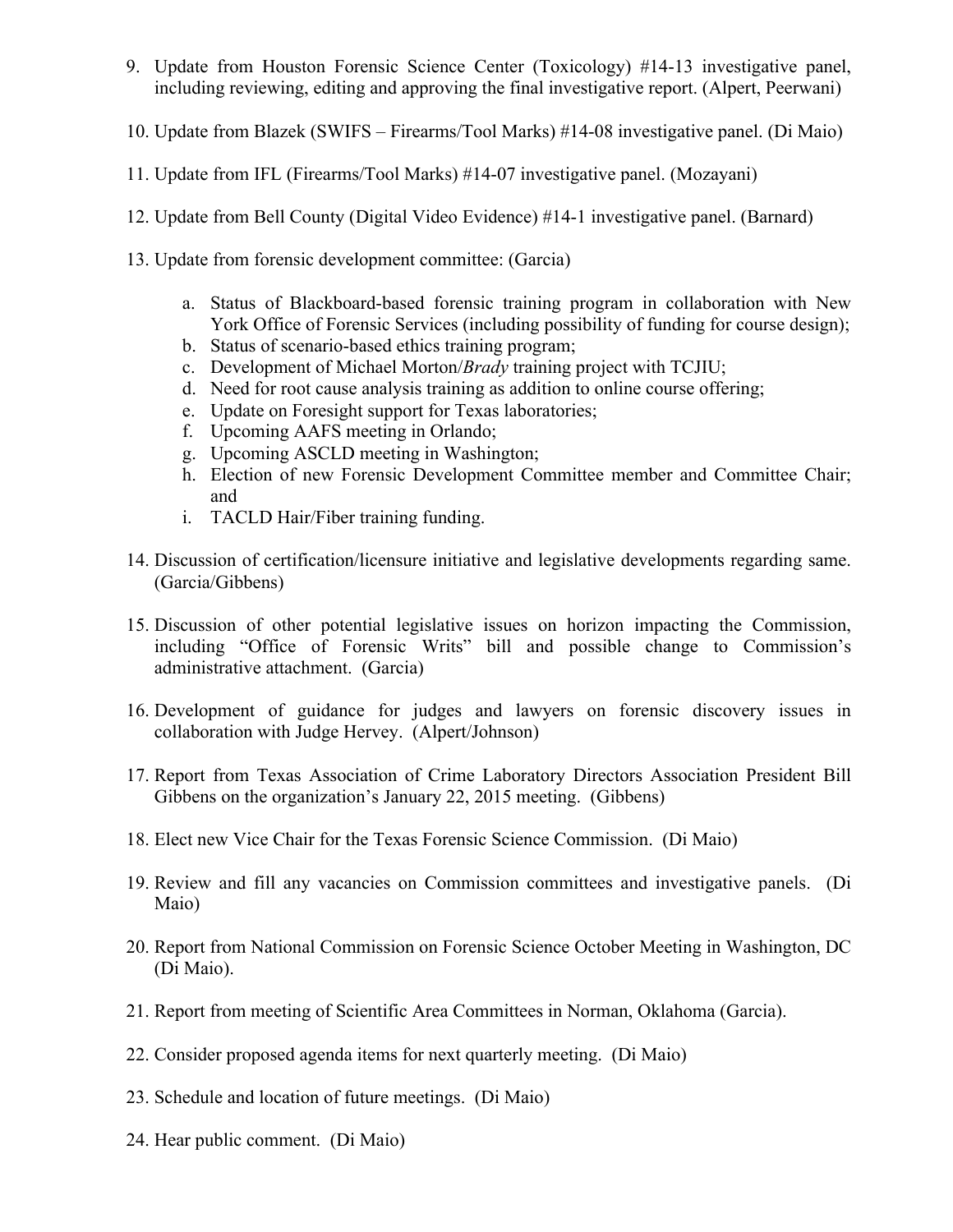9. Update from Houston Forensic Science Center (Toxicology) #14-13 investigative panel, including reviewing, editing and approving the final investigative report. (Alpert, Peerwani)

10. Update from Blazek (SWIFS – Firearms/Tool Marks) #14-08 investigative panel. (Di Maio)

11. Update from IFL (Firearms/Tool Marks) #14-07 investigative panel. (Mozayani)

12. Update from Bell County (Digital Video Evidence) #14-1 investigative panel. (Barnard)

13. Update from forensic development committee: (Garcia)

    a. Status of Blackboard-based forensic training program in collaboration with New York Office of Forensic Services (including possibility of funding for course design);
    b. Status of scenario-based ethics training program;
    c. Development of Michael Morton/*Brady* training project with TCJIU;
    d. Need for root cause analysis training as addition to online course offering;
    e. Update on Foresight support for Texas laboratories;
    f. Upcoming AAFS meeting in Orlando;
    g. Upcoming ASCLD meeting in Washington;
    h. Election of new Forensic Development Committee member and Committee Chair; and
    i. TACLD Hair/Fiber training funding.

14. Discussion of certification/licensure initiative and legislative developments regarding same. (Garcia/Gibbens)

15. Discussion of other potential legislative issues on horizon impacting the Commission, including "Office of Forensic Writs" bill and possible change to Commission's administrative attachment. (Garcia)

16. Development of guidance for judges and lawyers on forensic discovery issues in collaboration with Judge Hervey. (Alpert/Johnson)

17. Report from Texas Association of Crime Laboratory Directors Association President Bill Gibbens on the organization's January 22, 2015 meeting. (Gibbens)

18. Elect new Vice Chair for the Texas Forensic Science Commission. (Di Maio)

19. Review and fill any vacancies on Commission committees and investigative panels. (Di Maio)

20. Report from National Commission on Forensic Science October Meeting in Washington, DC (Di Maio).

21. Report from meeting of Scientific Area Committees in Norman, Oklahoma (Garcia).

22. Consider proposed agenda items for next quarterly meeting. (Di Maio)

23. Schedule and location of future meetings. (Di Maio)

24. Hear public comment. (Di Maio)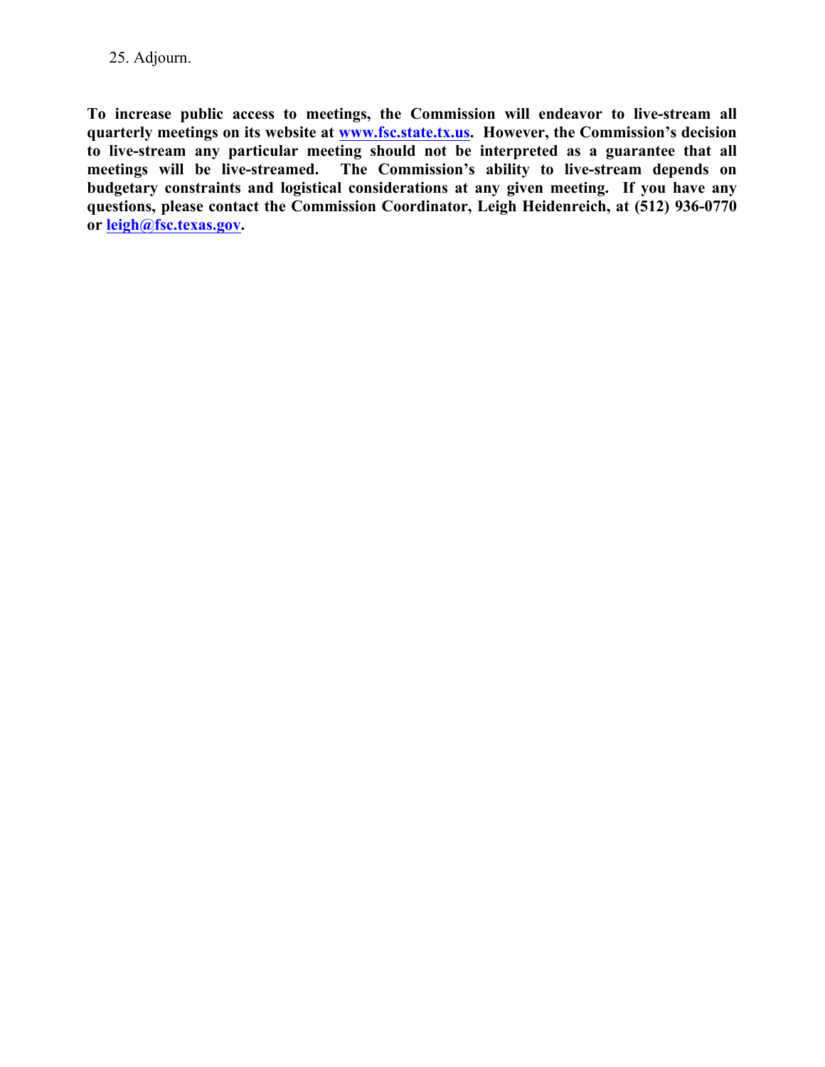25. Adjourn.

**To increase public access to meetings, the Commission will endeavor to live-stream all quarterly meetings on its website at [www.fsc.state.tx.us](http://www.fsc.state.tx.us). However, the Commission's decision to live-stream any particular meeting should not be interpreted as a guarantee that all meetings will be live-streamed. The Commission's ability to live-stream depends on budgetary constraints and logistical considerations at any given meeting. If you have any questions, please contact the Commission Coordinator, Leigh Heidenreich, at (512) 936-0770 or [leigh@fsc.texas.gov](mailto:leigh@fsc.texas.gov).**